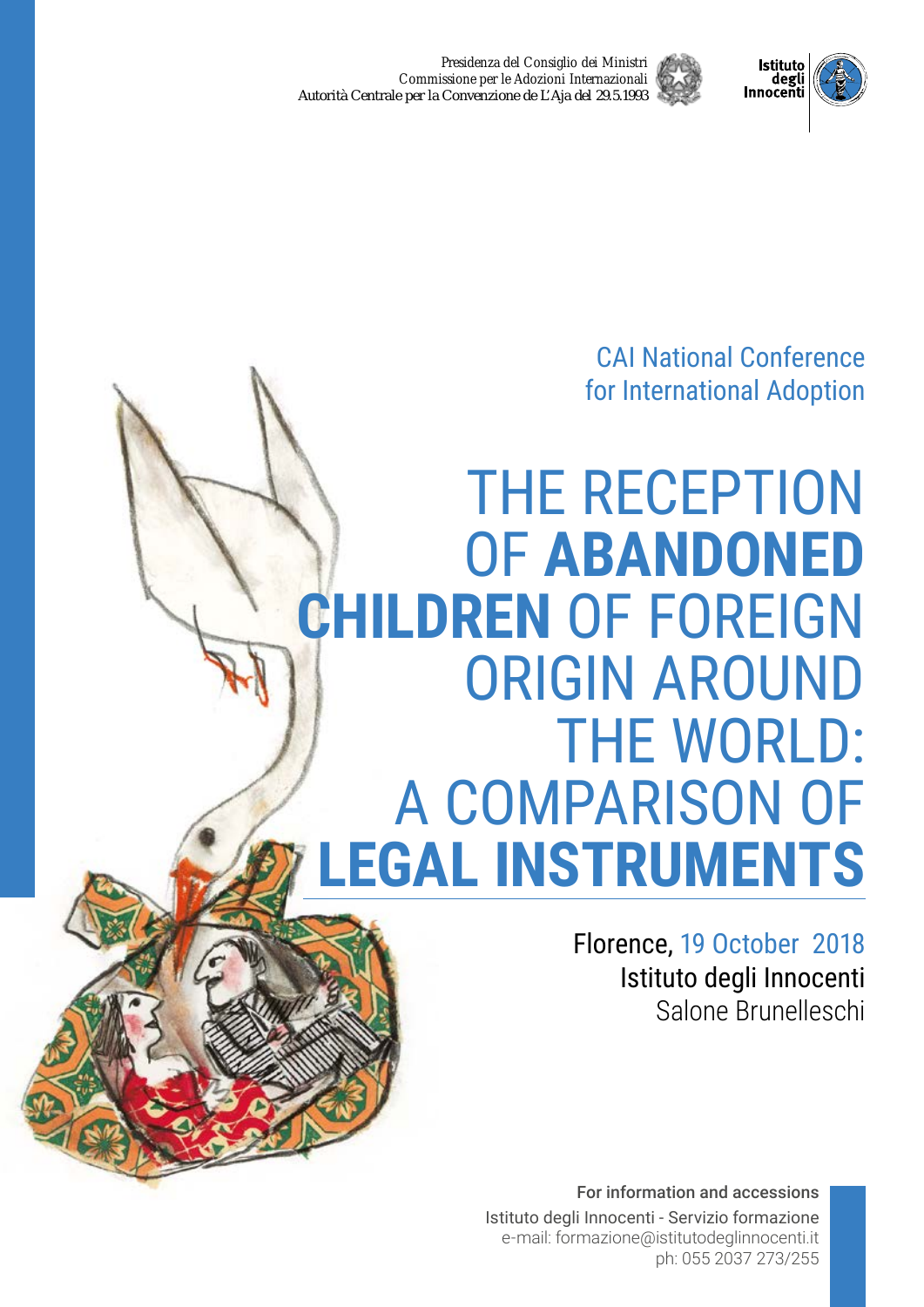Presidenza del Consiglio dei Ministri
Commissione per le Adozioni Internazionali
Autorità Centrale per la Convenzione de L'Aja del 29.5.1993

Istituto degli Innocenti

CAI National Conference
for International Adoption

# THE RECEPTION OF **ABANDONED CHILDREN** OF FOREIGN ORIGIN AROUND THE WORLD: A COMPARISON OF **LEGAL INSTRUMENTS**

Florence, 19 October 2018
Istituto degli Innocenti
Salone Brunelleschi

**For information and accessions**
Istituto degli Innocenti - Servizio formazione
e-mail: formazione@istitutodeglinnocenti.it
ph: 055 2037 273/255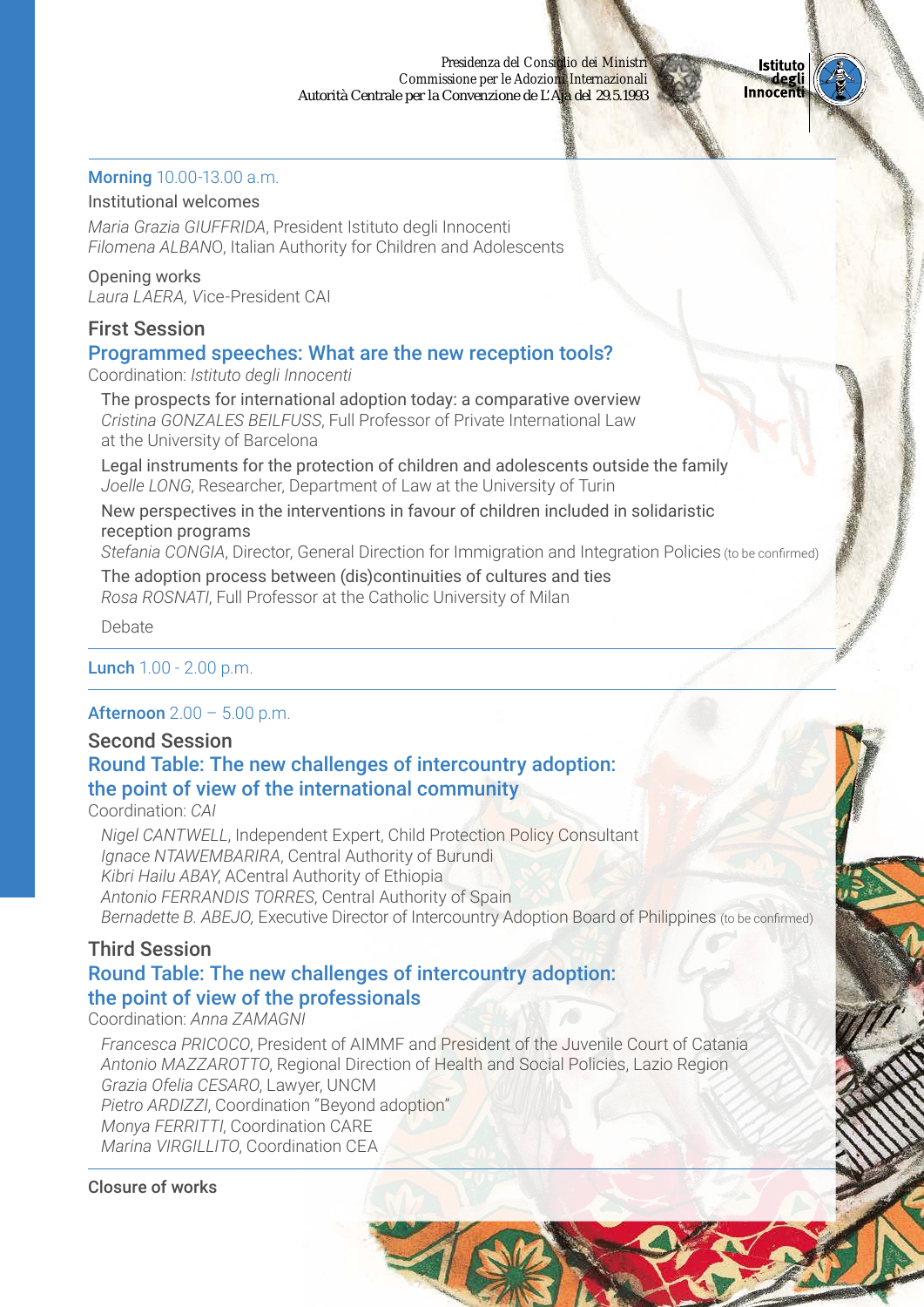Presidenza del Consiglio dei Ministri
Commissione per le Adozioni Internazionali
Autorità Centrale per la Convenzione de L'Aja del 29.5.1993

Istituto degli Innocenti

**Morning** 10.00-13.00 a.m.

Institutional welcomes

*Maria Grazia GIUFFRIDA*, President Istituto degli Innocenti
*Filomena ALBANO*, Italian Authority for Children and Adolescents

Opening works
*Laura LAERA,* Vice-President CAI

## First Session

## Programmed speeches: What are the new reception tools?

Coordination: *Istituto degli Innocenti*

The prospects for international adoption today: a comparative overview
*Cristina GONZALES BEILFUSS*, Full Professor of Private International Law at the University of Barcelona

Legal instruments for the protection of children and adolescents outside the family
*Joelle LONG*, Researcher, Department of Law at the University of Turin

New perspectives in the interventions in favour of children included in solidaristic reception programs
*Stefania CONGIA*, Director, General Direction for Immigration and Integration Policies (to be confirmed)

The adoption process between (dis)continuities of cultures and ties
*Rosa ROSNATI*, Full Professor at the Catholic University of Milan

Debate

**Lunch** 1.00 - 2.00 p.m.

**Afternoon** 2.00 – 5.00 p.m.

## Second Session

## Round Table: The new challenges of intercountry adoption: the point of view of the international community

Coordination: *CAI*

*Nigel CANTWELL*, Independent Expert, Child Protection Policy Consultant
*Ignace NTAWEMBARIRA*, Central Authority of Burundi
*Kibri Hailu ABAY*, ACentral Authority of Ethiopia
*Antonio FERRANDIS TORRES*, Central Authority of Spain
*Bernadette B. ABEJO,* Executive Director of Intercountry Adoption Board of Philippines (to be confirmed)

## Third Session

## Round Table: The new challenges of intercountry adoption: the point of view of the professionals

Coordination: *Anna ZAMAGNI*

*Francesca PRICOCO*, President of AIMMF and President of the Juvenile Court of Catania
*Antonio MAZZAROTTO*, Regional Direction of Health and Social Policies, Lazio Region
*Grazia Ofelia CESARO*, Lawyer, UNCM
*Pietro ARDIZZI*, Coordination "Beyond adoption"
*Monya FERRITTI*, Coordination CARE
*Marina VIRGILLITO*, Coordination CEA

**Closure of works**